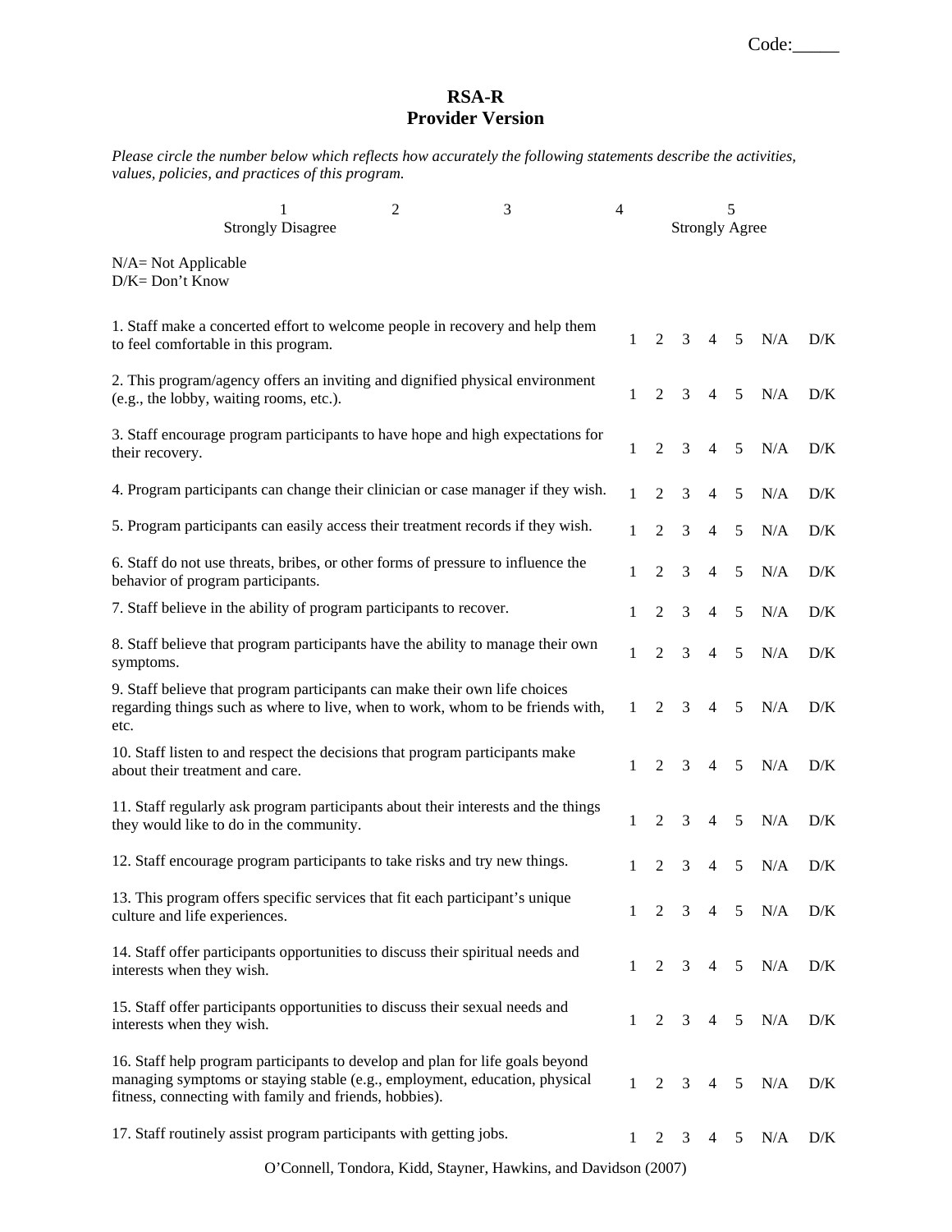Code:_____

# RSA-R
## Provider Version

*Please circle the number below which reflects how accurately the following statements describe the activities, values, policies, and practices of this program.*

| 1 | 2 | 3 | 4 | 5 |
|---|---|---|---|---|
| Strongly Disagree | | | | Strongly Agree |

N/A= Not Applicable
D/K= Don't Know

| Statement | | | | | | | |
|---|---|---|---|---|---|---|---|
| 1. Staff make a concerted effort to welcome people in recovery and help them to feel comfortable in this program. | 1 | 2 | 3 | 4 | 5 | N/A | D/K |
| 2. This program/agency offers an inviting and dignified physical environment (e.g., the lobby, waiting rooms, etc.). | 1 | 2 | 3 | 4 | 5 | N/A | D/K |
| 3. Staff encourage program participants to have hope and high expectations for their recovery. | 1 | 2 | 3 | 4 | 5 | N/A | D/K |
| 4. Program participants can change their clinician or case manager if they wish. | 1 | 2 | 3 | 4 | 5 | N/A | D/K |
| 5. Program participants can easily access their treatment records if they wish. | 1 | 2 | 3 | 4 | 5 | N/A | D/K |
| 6. Staff do not use threats, bribes, or other forms of pressure to influence the behavior of program participants. | 1 | 2 | 3 | 4 | 5 | N/A | D/K |
| 7. Staff believe in the ability of program participants to recover. | 1 | 2 | 3 | 4 | 5 | N/A | D/K |
| 8. Staff believe that program participants have the ability to manage their own symptoms. | 1 | 2 | 3 | 4 | 5 | N/A | D/K |
| 9. Staff believe that program participants can make their own life choices regarding things such as where to live, when to work, whom to be friends with, etc. | 1 | 2 | 3 | 4 | 5 | N/A | D/K |
| 10. Staff listen to and respect the decisions that program participants make about their treatment and care. | 1 | 2 | 3 | 4 | 5 | N/A | D/K |
| 11. Staff regularly ask program participants about their interests and the things they would like to do in the community. | 1 | 2 | 3 | 4 | 5 | N/A | D/K |
| 12. Staff encourage program participants to take risks and try new things. | 1 | 2 | 3 | 4 | 5 | N/A | D/K |
| 13. This program offers specific services that fit each participant's unique culture and life experiences. | 1 | 2 | 3 | 4 | 5 | N/A | D/K |
| 14. Staff offer participants opportunities to discuss their spiritual needs and interests when they wish. | 1 | 2 | 3 | 4 | 5 | N/A | D/K |
| 15. Staff offer participants opportunities to discuss their sexual needs and interests when they wish. | 1 | 2 | 3 | 4 | 5 | N/A | D/K |
| 16. Staff help program participants to develop and plan for life goals beyond managing symptoms or staying stable (e.g., employment, education, physical fitness, connecting with family and friends, hobbies). | 1 | 2 | 3 | 4 | 5 | N/A | D/K |
| 17. Staff routinely assist program participants with getting jobs. | 1 | 2 | 3 | 4 | 5 | N/A | D/K |

O'Connell, Tondora, Kidd, Stayner, Hawkins, and Davidson (2007)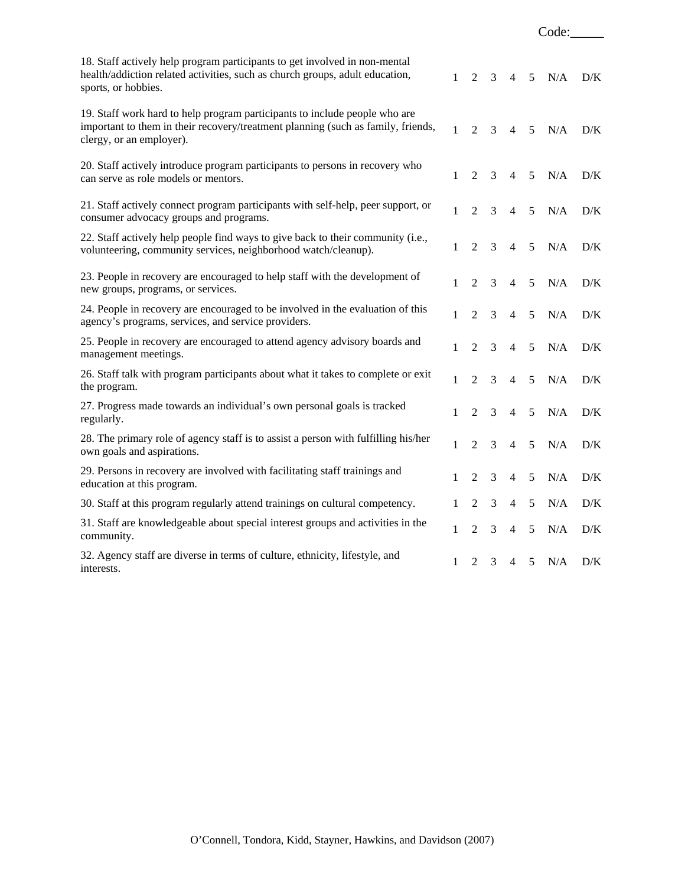Code:_____

| | | | | | | | |
|---|---|---|---|---|---|---|---|
| 18. Staff actively help program participants to get involved in non-mental health/addiction related activities, such as church groups, adult education, sports, or hobbies. | 1 | 2 | 3 | 4 | 5 | N/A | D/K |
| 19. Staff work hard to help program participants to include people who are important to them in their recovery/treatment planning (such as family, friends, clergy, or an employer). | 1 | 2 | 3 | 4 | 5 | N/A | D/K |
| 20. Staff actively introduce program participants to persons in recovery who can serve as role models or mentors. | 1 | 2 | 3 | 4 | 5 | N/A | D/K |
| 21. Staff actively connect program participants with self-help, peer support, or consumer advocacy groups and programs. | 1 | 2 | 3 | 4 | 5 | N/A | D/K |
| 22. Staff actively help people find ways to give back to their community (i.e., volunteering, community services, neighborhood watch/cleanup). | 1 | 2 | 3 | 4 | 5 | N/A | D/K |
| 23. People in recovery are encouraged to help staff with the development of new groups, programs, or services. | 1 | 2 | 3 | 4 | 5 | N/A | D/K |
| 24. People in recovery are encouraged to be involved in the evaluation of this agency's programs, services, and service providers. | 1 | 2 | 3 | 4 | 5 | N/A | D/K |
| 25. People in recovery are encouraged to attend agency advisory boards and management meetings. | 1 | 2 | 3 | 4 | 5 | N/A | D/K |
| 26. Staff talk with program participants about what it takes to complete or exit the program. | 1 | 2 | 3 | 4 | 5 | N/A | D/K |
| 27. Progress made towards an individual's own personal goals is tracked regularly. | 1 | 2 | 3 | 4 | 5 | N/A | D/K |
| 28. The primary role of agency staff is to assist a person with fulfilling his/her own goals and aspirations. | 1 | 2 | 3 | 4 | 5 | N/A | D/K |
| 29. Persons in recovery are involved with facilitating staff trainings and education at this program. | 1 | 2 | 3 | 4 | 5 | N/A | D/K |
| 30. Staff at this program regularly attend trainings on cultural competency. | 1 | 2 | 3 | 4 | 5 | N/A | D/K |
| 31. Staff are knowledgeable about special interest groups and activities in the community. | 1 | 2 | 3 | 4 | 5 | N/A | D/K |
| 32. Agency staff are diverse in terms of culture, ethnicity, lifestyle, and interests. | 1 | 2 | 3 | 4 | 5 | N/A | D/K |

O'Connell, Tondora, Kidd, Stayner, Hawkins, and Davidson (2007)